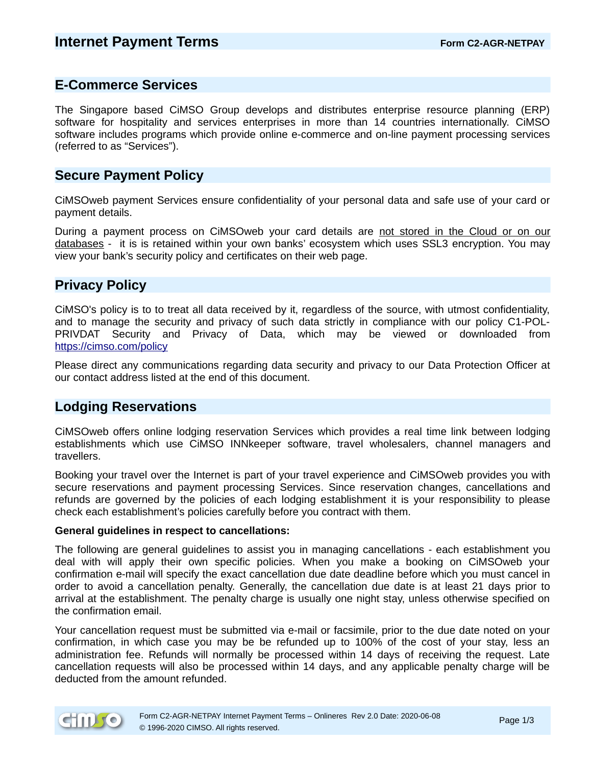# Internet Payment Terms

**Form C2-AGR-NETPAY**

## E-Commerce Services

The Singapore based CiMSO Group develops and distributes enterprise resource planning (ERP) software for hospitality and services enterprises in more than 14 countries internationally. CiMSO software includes programs which provide online e-commerce and on-line payment processing services (referred to as "Services").

## Secure Payment Policy

CiMSOweb payment Services ensure confidentiality of your personal data and safe use of your card or payment details.

During a payment process on CiMSOweb your card details are <u>not stored in the Cloud or on our databases</u> - it is is retained within your own banks' ecosystem which uses SSL3 encryption. You may view your bank's security policy and certificates on their web page.

## Privacy Policy

CiMSO's policy is to to treat all data received by it, regardless of the source, with utmost confidentiality, and to manage the security and privacy of such data strictly in compliance with our policy C1-POL-PRIVDAT Security and Privacy of Data, which may be viewed or downloaded from https://cimso.com/policy

Please direct any communications regarding data security and privacy to our Data Protection Officer at our contact address listed at the end of this document.

## Lodging Reservations

CiMSOweb offers online lodging reservation Services which provides a real time link between lodging establishments which use CiMSO INNkeeper software, travel wholesalers, channel managers and travellers.

Booking your travel over the Internet is part of your travel experience and CiMSOweb provides you with secure reservations and payment processing Services. Since reservation changes, cancellations and refunds are governed by the policies of each lodging establishment it is your responsibility to please check each establishment's policies carefully before you contract with them.

**General guidelines in respect to cancellations:**

The following are general guidelines to assist you in managing cancellations - each establishment you deal with will apply their own specific policies. When you make a booking on CiMSOweb your confirmation e-mail will specify the exact cancellation due date deadline before which you must cancel in order to avoid a cancellation penalty. Generally, the cancellation due date is at least 21 days prior to arrival at the establishment. The penalty charge is usually one night stay, unless otherwise specified on the confirmation email.

Your cancellation request must be submitted via e-mail or facsimile, prior to the due date noted on your confirmation, in which case you may be be refunded up to 100% of the cost of your stay, less an administration fee. Refunds will normally be processed within 14 days of receiving the request. Late cancellation requests will also be processed within 14 days, and any applicable penalty charge will be deducted from the amount refunded.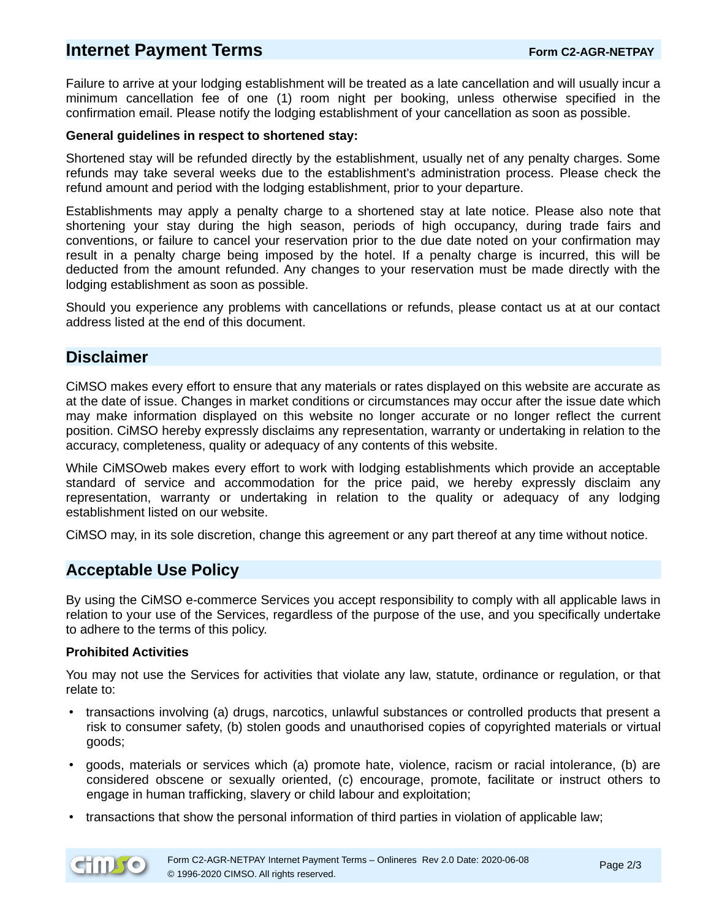## Internet Payment Terms

Form C2-AGR-NETPAY

Failure to arrive at your lodging establishment will be treated as a late cancellation and will usually incur a minimum cancellation fee of one (1) room night per booking, unless otherwise specified in the confirmation email. Please notify the lodging establishment of your cancellation as soon as possible.

**General guidelines in respect to shortened stay:**

Shortened stay will be refunded directly by the establishment, usually net of any penalty charges. Some refunds may take several weeks due to the establishment's administration process. Please check the refund amount and period with the lodging establishment, prior to your departure.

Establishments may apply a penalty charge to a shortened stay at late notice. Please also note that shortening your stay during the high season, periods of high occupancy, during trade fairs and conventions, or failure to cancel your reservation prior to the due date noted on your confirmation may result in a penalty charge being imposed by the hotel. If a penalty charge is incurred, this will be deducted from the amount refunded. Any changes to your reservation must be made directly with the lodging establishment as soon as possible.

Should you experience any problems with cancellations or refunds, please contact us at at our contact address listed at the end of this document.

## Disclaimer

CiMSO makes every effort to ensure that any materials or rates displayed on this website are accurate as at the date of issue. Changes in market conditions or circumstances may occur after the issue date which may make information displayed on this website no longer accurate or no longer reflect the current position. CiMSO hereby expressly disclaims any representation, warranty or undertaking in relation to the accuracy, completeness, quality or adequacy of any contents of this website.

While CiMSOweb makes every effort to work with lodging establishments which provide an acceptable standard of service and accommodation for the price paid, we hereby expressly disclaim any representation, warranty or undertaking in relation to the quality or adequacy of any lodging establishment listed on our website.

CiMSO may, in its sole discretion, change this agreement or any part thereof at any time without notice.

## Acceptable Use Policy

By using the CiMSO e-commerce Services you accept responsibility to comply with all applicable laws in relation to your use of the Services, regardless of the purpose of the use, and you specifically undertake to adhere to the terms of this policy.

**Prohibited Activities**

You may not use the Services for activities that violate any law, statute, ordinance or regulation, or that relate to:

- transactions involving (a) drugs, narcotics, unlawful substances or controlled products that present a risk to consumer safety, (b) stolen goods and unauthorised copies of copyrighted materials or virtual goods;
- goods, materials or services which (a) promote hate, violence, racism or racial intolerance, (b) are considered obscene or sexually oriented, (c) encourage, promote, facilitate or instruct others to engage in human trafficking, slavery or child labour and exploitation;
- transactions that show the personal information of third parties in violation of applicable law;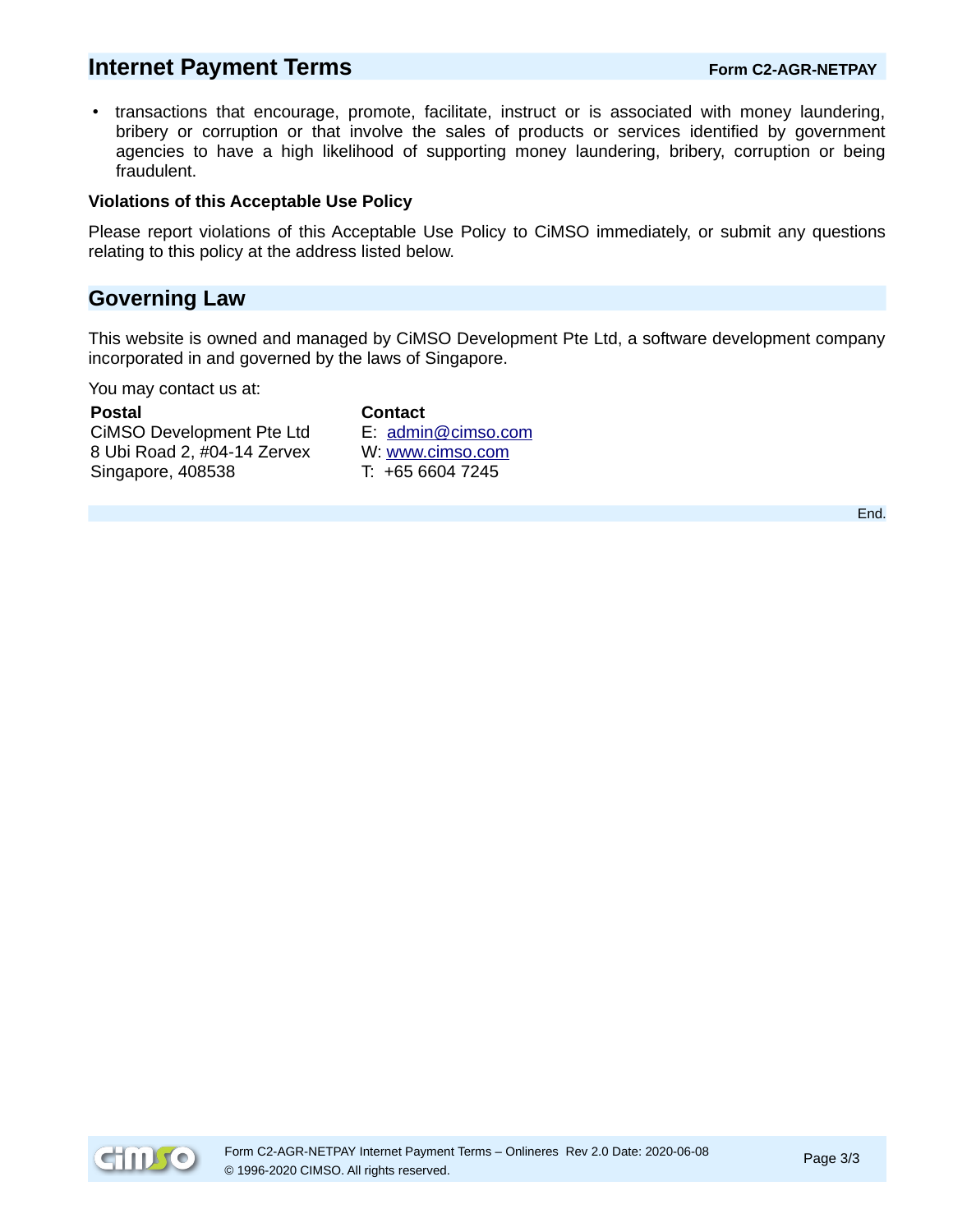- transactions that encourage, promote, facilitate, instruct or is associated with money laundering, bribery or corruption or that involve the sales of products or services identified by government agencies to have a high likelihood of supporting money laundering, bribery, corruption or being fraudulent.

**Violations of this Acceptable Use Policy**

Please report violations of this Acceptable Use Policy to CiMSO immediately, or submit any questions relating to this policy at the address listed below.

## Governing Law

This website is owned and managed by CiMSO Development Pte Ltd, a software development company incorporated in and governed by the laws of Singapore.

You may contact us at:

| **Postal** | **Contact** |
|---|---|
| CiMSO Development Pte Ltd | E: admin@cimso.com |
| 8 Ubi Road 2, #04-14 Zervex | W: www.cimso.com |
| Singapore, 408538 | T: +65 6604 7245 |

End.